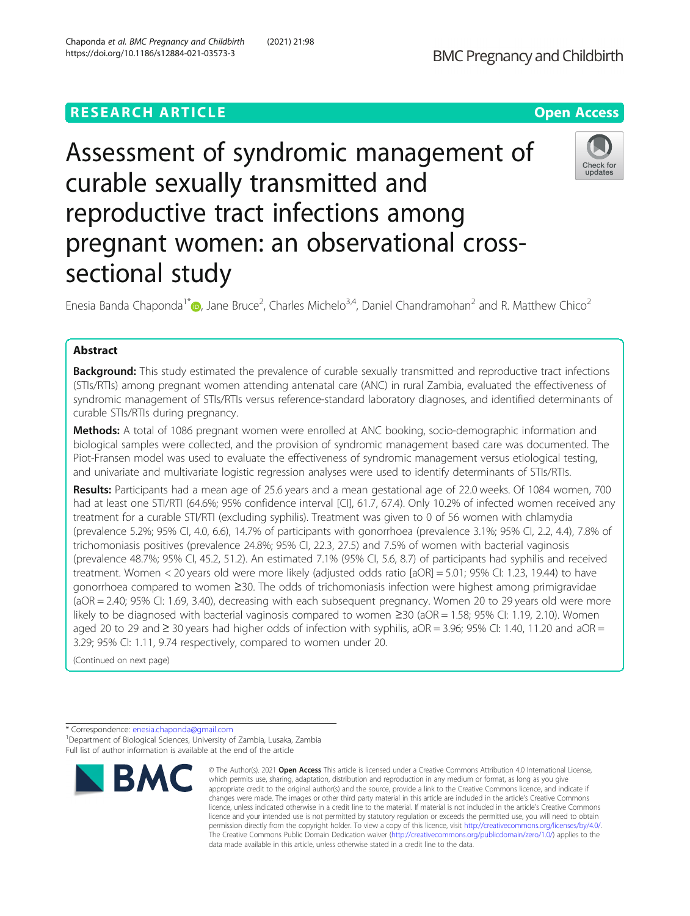RESEARCH ARTICLE

Open Access

# Assessment of syndromic management of curable sexually transmitted and reproductive tract infections among pregnant women: an observational cross-sectional study

Enesia Banda Chaponda[1*], Jane Bruce[2], Charles Michelo[3,4], Daniel Chandramohan[2] and R. Matthew Chico[2]

## Abstract

**Background:** This study estimated the prevalence of curable sexually transmitted and reproductive tract infections (STIs/RTIs) among pregnant women attending antenatal care (ANC) in rural Zambia, evaluated the effectiveness of syndromic management of STIs/RTIs versus reference-standard laboratory diagnoses, and identified determinants of curable STIs/RTIs during pregnancy.

**Methods:** A total of 1086 pregnant women were enrolled at ANC booking, socio-demographic information and biological samples were collected, and the provision of syndromic management based care was documented. The Piot-Fransen model was used to evaluate the effectiveness of syndromic management versus etiological testing, and univariate and multivariate logistic regression analyses were used to identify determinants of STIs/RTIs.

**Results:** Participants had a mean age of 25.6 years and a mean gestational age of 22.0 weeks. Of 1084 women, 700 had at least one STI/RTI (64.6%; 95% confidence interval [CI], 61.7, 67.4). Only 10.2% of infected women received any treatment for a curable STI/RTI (excluding syphilis). Treatment was given to 0 of 56 women with chlamydia (prevalence 5.2%; 95% CI, 4.0, 6.6), 14.7% of participants with gonorrhoea (prevalence 3.1%; 95% CI, 2.2, 4.4), 7.8% of trichomoniasis positives (prevalence 24.8%; 95% CI, 22.3, 27.5) and 7.5% of women with bacterial vaginosis (prevalence 48.7%; 95% CI, 45.2, 51.2). An estimated 7.1% (95% CI, 5.6, 8.7) of participants had syphilis and received treatment. Women < 20 years old were more likely (adjusted odds ratio [aOR] = 5.01; 95% CI: 1.23, 19.44) to have gonorrhoea compared to women ≥30. The odds of trichomoniasis infection were highest among primigravidae (aOR = 2.40; 95% CI: 1.69, 3.40), decreasing with each subsequent pregnancy. Women 20 to 29 years old were more likely to be diagnosed with bacterial vaginosis compared to women ≥30 (aOR = 1.58; 95% CI: 1.19, 2.10). Women aged 20 to 29 and ≥ 30 years had higher odds of infection with syphilis, aOR = 3.96; 95% CI: 1.40, 11.20 and aOR = 3.29; 95% CI: 1.11, 9.74 respectively, compared to women under 20.

(Continued on next page)

* Correspondence: enesia.chaponda@gmail.com
[1]Department of Biological Sciences, University of Zambia, Lusaka, Zambia
Full list of author information is available at the end of the article

© The Author(s). 2021 **Open Access** This article is licensed under a Creative Commons Attribution 4.0 International License, which permits use, sharing, adaptation, distribution and reproduction in any medium or format, as long as you give appropriate credit to the original author(s) and the source, provide a link to the Creative Commons licence, and indicate if changes were made. The images or other third party material in this article are included in the article's Creative Commons licence, unless indicated otherwise in a credit line to the material. If material is not included in the article's Creative Commons licence and your intended use is not permitted by statutory regulation or exceeds the permitted use, you will need to obtain permission directly from the copyright holder. To view a copy of this licence, visit http://creativecommons.org/licenses/by/4.0/. The Creative Commons Public Domain Dedication waiver (http://creativecommons.org/publicdomain/zero/1.0/) applies to the data made available in this article, unless otherwise stated in a credit line to the data.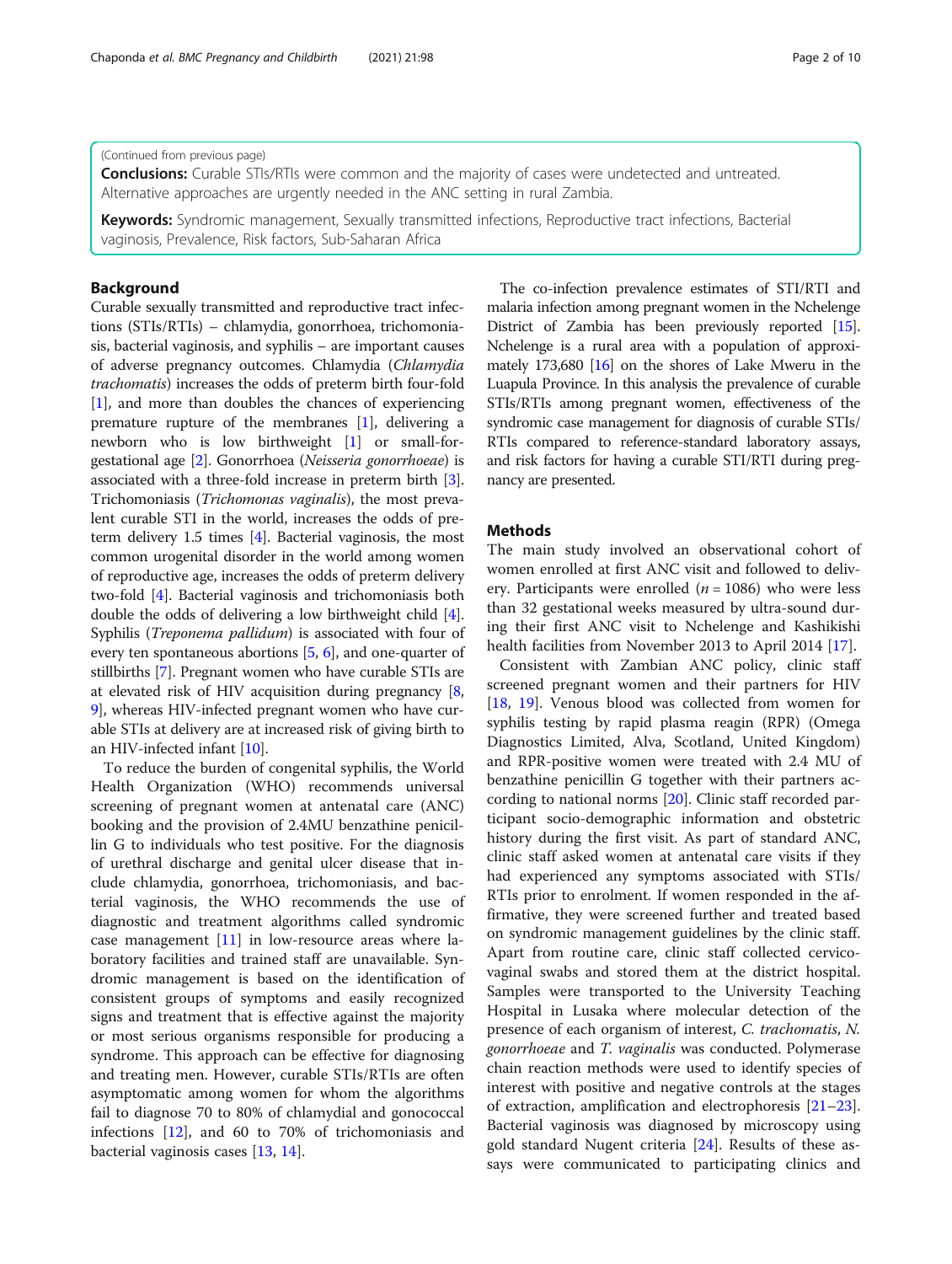(Continued from previous page)

**Conclusions:** Curable STIs/RTIs were common and the majority of cases were undetected and untreated. Alternative approaches are urgently needed in the ANC setting in rural Zambia.

**Keywords:** Syndromic management, Sexually transmitted infections, Reproductive tract infections, Bacterial vaginosis, Prevalence, Risk factors, Sub-Saharan Africa

## Background

Curable sexually transmitted and reproductive tract infections (STIs/RTIs) – chlamydia, gonorrhoea, trichomoniasis, bacterial vaginosis, and syphilis – are important causes of adverse pregnancy outcomes. Chlamydia (*Chlamydia trachomatis*) increases the odds of preterm birth four-fold [1], and more than doubles the chances of experiencing premature rupture of the membranes [1], delivering a newborn who is low birthweight [1] or small-for-gestational age [2]. Gonorrhoea (*Neisseria gonorrhoeae*) is associated with a three-fold increase in preterm birth [3]. Trichomoniasis (*Trichomonas vaginalis*), the most prevalent curable STI in the world, increases the odds of preterm delivery 1.5 times [4]. Bacterial vaginosis, the most common urogenital disorder in the world among women of reproductive age, increases the odds of preterm delivery two-fold [4]. Bacterial vaginosis and trichomoniasis both double the odds of delivering a low birthweight child [4]. Syphilis (*Treponema pallidum*) is associated with four of every ten spontaneous abortions [5, 6], and one-quarter of stillbirths [7]. Pregnant women who have curable STIs are at elevated risk of HIV acquisition during pregnancy [8, 9], whereas HIV-infected pregnant women who have curable STIs at delivery are at increased risk of giving birth to an HIV-infected infant [10].

To reduce the burden of congenital syphilis, the World Health Organization (WHO) recommends universal screening of pregnant women at antenatal care (ANC) booking and the provision of 2.4MU benzathine penicillin G to individuals who test positive. For the diagnosis of urethral discharge and genital ulcer disease that include chlamydia, gonorrhoea, trichomoniasis, and bacterial vaginosis, the WHO recommends the use of diagnostic and treatment algorithms called syndromic case management [11] in low-resource areas where laboratory facilities and trained staff are unavailable. Syndromic management is based on the identification of consistent groups of symptoms and easily recognized signs and treatment that is effective against the majority or most serious organisms responsible for producing a syndrome. This approach can be effective for diagnosing and treating men. However, curable STIs/RTIs are often asymptomatic among women for whom the algorithms fail to diagnose 70 to 80% of chlamydial and gonococcal infections [12], and 60 to 70% of trichomoniasis and bacterial vaginosis cases [13, 14].

The co-infection prevalence estimates of STI/RTI and malaria infection among pregnant women in the Nchelenge District of Zambia has been previously reported [15]. Nchelenge is a rural area with a population of approximately 173,680 [16] on the shores of Lake Mweru in the Luapula Province. In this analysis the prevalence of curable STIs/RTIs among pregnant women, effectiveness of the syndromic case management for diagnosis of curable STIs/RTIs compared to reference-standard laboratory assays, and risk factors for having a curable STI/RTI during pregnancy are presented.

## Methods

The main study involved an observational cohort of women enrolled at first ANC visit and followed to delivery. Participants were enrolled ($n = 1086$) who were less than 32 gestational weeks measured by ultra-sound during their first ANC visit to Nchelenge and Kashikishi health facilities from November 2013 to April 2014 [17].

Consistent with Zambian ANC policy, clinic staff screened pregnant women and their partners for HIV [18, 19]. Venous blood was collected from women for syphilis testing by rapid plasma reagin (RPR) (Omega Diagnostics Limited, Alva, Scotland, United Kingdom) and RPR-positive women were treated with 2.4 MU of benzathine penicillin G together with their partners according to national norms [20]. Clinic staff recorded participant socio-demographic information and obstetric history during the first visit. As part of standard ANC, clinic staff asked women at antenatal care visits if they had experienced any symptoms associated with STIs/RTIs prior to enrolment. If women responded in the affirmative, they were screened further and treated based on syndromic management guidelines by the clinic staff. Apart from routine care, clinic staff collected cervico-vaginal swabs and stored them at the district hospital. Samples were transported to the University Teaching Hospital in Lusaka where molecular detection of the presence of each organism of interest, *C. trachomatis*, *N. gonorrhoeae* and *T. vaginalis* was conducted. Polymerase chain reaction methods were used to identify species of interest with positive and negative controls at the stages of extraction, amplification and electrophoresis [21–23]. Bacterial vaginosis was diagnosed by microscopy using gold standard Nugent criteria [24]. Results of these assays were communicated to participating clinics and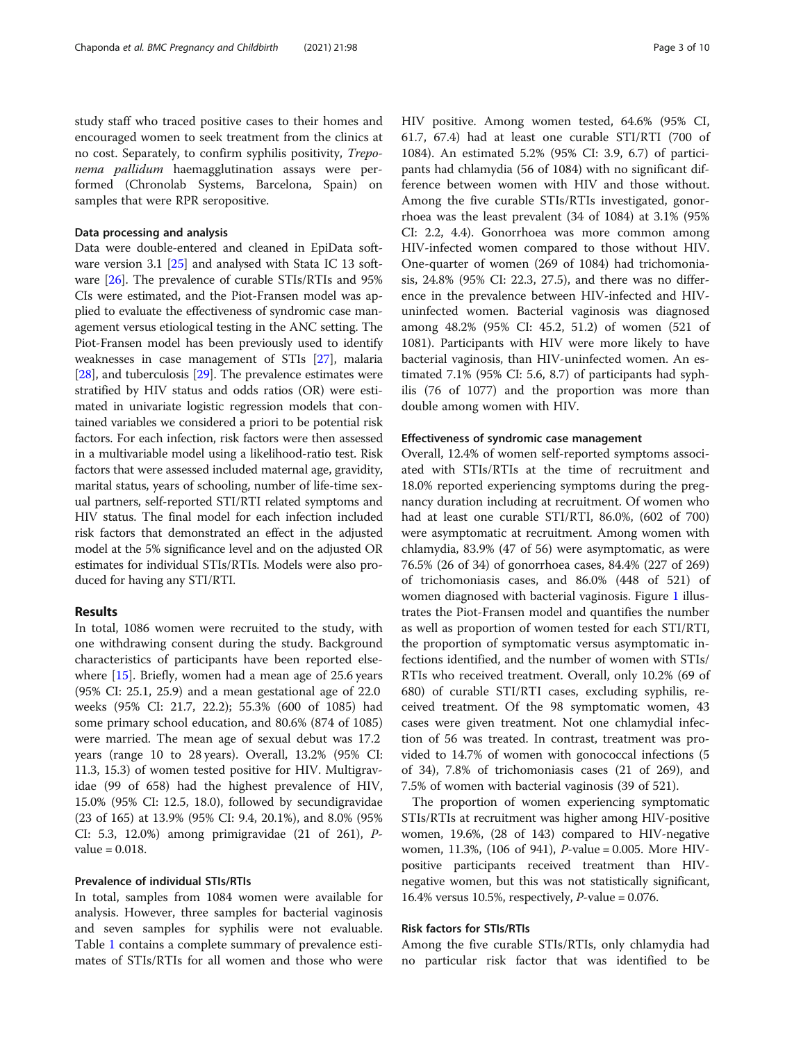study staff who traced positive cases to their homes and encouraged women to seek treatment from the clinics at no cost. Separately, to confirm syphilis positivity, *Treponema pallidum* haemagglutination assays were performed (Chronolab Systems, Barcelona, Spain) on samples that were RPR seropositive.

### Data processing and analysis

Data were double-entered and cleaned in EpiData software version 3.1 [25] and analysed with Stata IC 13 software [26]. The prevalence of curable STIs/RTIs and 95% CIs were estimated, and the Piot-Fransen model was applied to evaluate the effectiveness of syndromic case management versus etiological testing in the ANC setting. The Piot-Fransen model has been previously used to identify weaknesses in case management of STIs [27], malaria [28], and tuberculosis [29]. The prevalence estimates were stratified by HIV status and odds ratios (OR) were estimated in univariate logistic regression models that contained variables we considered a priori to be potential risk factors. For each infection, risk factors were then assessed in a multivariable model using a likelihood-ratio test. Risk factors that were assessed included maternal age, gravidity, marital status, years of schooling, number of life-time sexual partners, self-reported STI/RTI related symptoms and HIV status. The final model for each infection included risk factors that demonstrated an effect in the adjusted model at the 5% significance level and on the adjusted OR estimates for individual STIs/RTIs. Models were also produced for having any STI/RTI.

## Results

In total, 1086 women were recruited to the study, with one withdrawing consent during the study. Background characteristics of participants have been reported elsewhere [15]. Briefly, women had a mean age of 25.6 years (95% CI: 25.1, 25.9) and a mean gestational age of 22.0 weeks (95% CI: 21.7, 22.2); 55.3% (600 of 1085) had some primary school education, and 80.6% (874 of 1085) were married. The mean age of sexual debut was 17.2 years (range 10 to 28 years). Overall, 13.2% (95% CI: 11.3, 15.3) of women tested positive for HIV. Multigravidae (99 of 658) had the highest prevalence of HIV, 15.0% (95% CI: 12.5, 18.0), followed by secundigravidae (23 of 165) at 13.9% (95% CI: 9.4, 20.1%), and 8.0% (95% CI: 5.3, 12.0%) among primigravidae (21 of 261), *P*-value = 0.018.

### Prevalence of individual STIs/RTIs

In total, samples from 1084 women were available for analysis. However, three samples for bacterial vaginosis and seven samples for syphilis were not evaluable. Table 1 contains a complete summary of prevalence estimates of STIs/RTIs for all women and those who were HIV positive. Among women tested, 64.6% (95% CI, 61.7, 67.4) had at least one curable STI/RTI (700 of 1084). An estimated 5.2% (95% CI: 3.9, 6.7) of participants had chlamydia (56 of 1084) with no significant difference between women with HIV and those without. Among the five curable STIs/RTIs investigated, gonorrhoea was the least prevalent (34 of 1084) at 3.1% (95% CI: 2.2, 4.4). Gonorrhoea was more common among HIV-infected women compared to those without HIV. One-quarter of women (269 of 1084) had trichomoniasis, 24.8% (95% CI: 22.3, 27.5), and there was no difference in the prevalence between HIV-infected and HIV-uninfected women. Bacterial vaginosis was diagnosed among 48.2% (95% CI: 45.2, 51.2) of women (521 of 1081). Participants with HIV were more likely to have bacterial vaginosis, than HIV-uninfected women. An estimated 7.1% (95% CI: 5.6, 8.7) of participants had syphilis (76 of 1077) and the proportion was more than double among women with HIV.

### Effectiveness of syndromic case management

Overall, 12.4% of women self-reported symptoms associated with STIs/RTIs at the time of recruitment and 18.0% reported experiencing symptoms during the pregnancy duration including at recruitment. Of women who had at least one curable STI/RTI, 86.0%, (602 of 700) were asymptomatic at recruitment. Among women with chlamydia, 83.9% (47 of 56) were asymptomatic, as were 76.5% (26 of 34) of gonorrhoea cases, 84.4% (227 of 269) of trichomoniasis cases, and 86.0% (448 of 521) of women diagnosed with bacterial vaginosis. Figure 1 illustrates the Piot-Fransen model and quantifies the number as well as proportion of women tested for each STI/RTI, the proportion of symptomatic versus asymptomatic infections identified, and the number of women with STIs/RTIs who received treatment. Overall, only 10.2% (69 of 680) of curable STI/RTI cases, excluding syphilis, received treatment. Of the 98 symptomatic women, 43 cases were given treatment. Not one chlamydial infection of 56 was treated. In contrast, treatment was provided to 14.7% of women with gonococcal infections (5 of 34), 7.8% of trichomoniasis cases (21 of 269), and 7.5% of women with bacterial vaginosis (39 of 521).

The proportion of women experiencing symptomatic STIs/RTIs at recruitment was higher among HIV-positive women, 19.6%, (28 of 143) compared to HIV-negative women, 11.3%, (106 of 941), *P*-value = 0.005. More HIV-positive participants received treatment than HIV-negative women, but this was not statistically significant, 16.4% versus 10.5%, respectively, *P*-value = 0.076.

### Risk factors for STIs/RTIs

Among the five curable STIs/RTIs, only chlamydia had no particular risk factor that was identified to be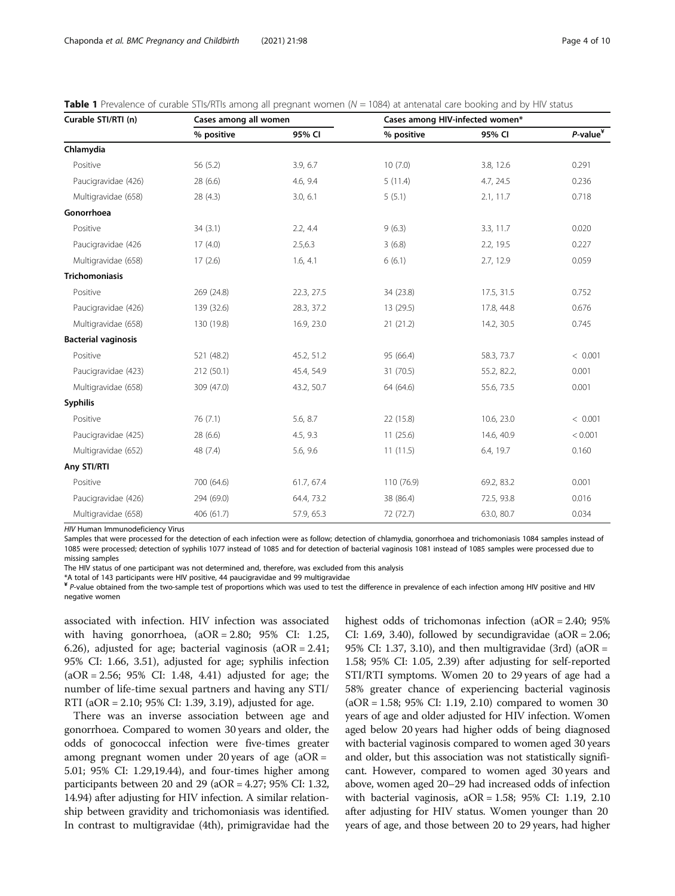**Table 1** Prevalence of curable STIs/RTIs among all pregnant women ($N = 1084$) at antenatal care booking and by HIV status

| Curable STI/RTI (n) | Cases among all women | | Cases among HIV-infected women* | | |
|---|---|---|---|---|---|
| | % positive | 95% CI | % positive | 95% CI | *P*-value[¥] |
| **Chlamydia** | | | | | |
| Positive | 56 (5.2) | 3.9, 6.7 | 10 (7.0) | 3.8, 12.6 | 0.291 |
| Paucigravidae (426) | 28 (6.6) | 4.6, 9.4 | 5 (11.4) | 4.7, 24.5 | 0.236 |
| Multigravidae (658) | 28 (4.3) | 3.0, 6.1 | 5 (5.1) | 2.1, 11.7 | 0.718 |
| **Gonorrhoea** | | | | | |
| Positive | 34 (3.1) | 2.2, 4.4 | 9 (6.3) | 3.3, 11.7 | 0.020 |
| Paucigravidae (426 | 17 (4.0) | 2.5,6.3 | 3 (6.8) | 2.2, 19.5 | 0.227 |
| Multigravidae (658) | 17 (2.6) | 1.6, 4.1 | 6 (6.1) | 2.7, 12.9 | 0.059 |
| **Trichomoniasis** | | | | | |
| Positive | 269 (24.8) | 22.3, 27.5 | 34 (23.8) | 17.5, 31.5 | 0.752 |
| Paucigravidae (426) | 139 (32.6) | 28.3, 37.2 | 13 (29.5) | 17.8, 44.8 | 0.676 |
| Multigravidae (658) | 130 (19.8) | 16.9, 23.0 | 21 (21.2) | 14.2, 30.5 | 0.745 |
| **Bacterial vaginosis** | | | | | |
| Positive | 521 (48.2) | 45.2, 51.2 | 95 (66.4) | 58.3, 73.7 | < 0.001 |
| Paucigravidae (423) | 212 (50.1) | 45.4, 54.9 | 31 (70.5) | 55.2, 82.2, | 0.001 |
| Multigravidae (658) | 309 (47.0) | 43.2, 50.7 | 64 (64.6) | 55.6, 73.5 | 0.001 |
| **Syphilis** | | | | | |
| Positive | 76 (7.1) | 5.6, 8.7 | 22 (15.8) | 10.6, 23.0 | < 0.001 |
| Paucigravidae (425) | 28 (6.6) | 4.5, 9.3 | 11 (25.6) | 14.6, 40.9 | < 0.001 |
| Multigravidae (652) | 48 (7.4) | 5.6, 9.6 | 11 (11.5) | 6.4, 19.7 | 0.160 |
| **Any STI/RTI** | | | | | |
| Positive | 700 (64.6) | 61.7, 67.4 | 110 (76.9) | 69.2, 83.2 | 0.001 |
| Paucigravidae (426) | 294 (69.0) | 64.4, 73.2 | 38 (86.4) | 72.5, 93.8 | 0.016 |
| Multigravidae (658) | 406 (61.7) | 57.9, 65.3 | 72 (72.7) | 63.0, 80.7 | 0.034 |

*HIV* Human Immunodeficiency Virus

Samples that were processed for the detection of each infection were as follow; detection of chlamydia, gonorrhoea and trichomoniasis 1084 samples instead of 1085 were processed; detection of syphilis 1077 instead of 1085 and for detection of bacterial vaginosis 1081 instead of 1085 samples were processed due to missing samples

The HIV status of one participant was not determined and, therefore, was excluded from this analysis

*A total of 143 participants were HIV positive, 44 paucigravidae and 99 multigravidae

[¥] *P*-value obtained from the two-sample test of proportions which was used to test the difference in prevalence of each infection among HIV positive and HIV negative women

associated with infection. HIV infection was associated with having gonorrhoea, (aOR = 2.80; 95% CI: 1.25, 6.26), adjusted for age; bacterial vaginosis (aOR = 2.41; 95% CI: 1.66, 3.51), adjusted for age; syphilis infection (aOR = 2.56; 95% CI: 1.48, 4.41) adjusted for age; the number of life-time sexual partners and having any STI/RTI (aOR = 2.10; 95% CI: 1.39, 3.19), adjusted for age.

There was an inverse association between age and gonorrhoea. Compared to women 30 years and older, the odds of gonococcal infection were five-times greater among pregnant women under 20 years of age (aOR = 5.01; 95% CI: 1.29,19.44), and four-times higher among participants between 20 and 29 (aOR = 4.27; 95% CI: 1.32, 14.94) after adjusting for HIV infection. A similar relationship between gravidity and trichomoniasis was identified. In contrast to multigravidae (4th), primigravidae had the highest odds of trichomonas infection (aOR = 2.40; 95% CI: 1.69, 3.40), followed by secundigravidae (aOR = 2.06; 95% CI: 1.37, 3.10), and then multigravidae (3rd) (aOR = 1.58; 95% CI: 1.05, 2.39) after adjusting for self-reported STI/RTI symptoms. Women 20 to 29 years of age had a 58% greater chance of experiencing bacterial vaginosis (aOR = 1.58; 95% CI: 1.19, 2.10) compared to women 30 years of age and older adjusted for HIV infection. Women aged below 20 years had higher odds of being diagnosed with bacterial vaginosis compared to women aged 30 years and older, but this association was not statistically significant. However, compared to women aged 30 years and above, women aged 20–29 had increased odds of infection with bacterial vaginosis, aOR = 1.58; 95% CI: 1.19, 2.10 after adjusting for HIV status. Women younger than 20 years of age, and those between 20 to 29 years, had higher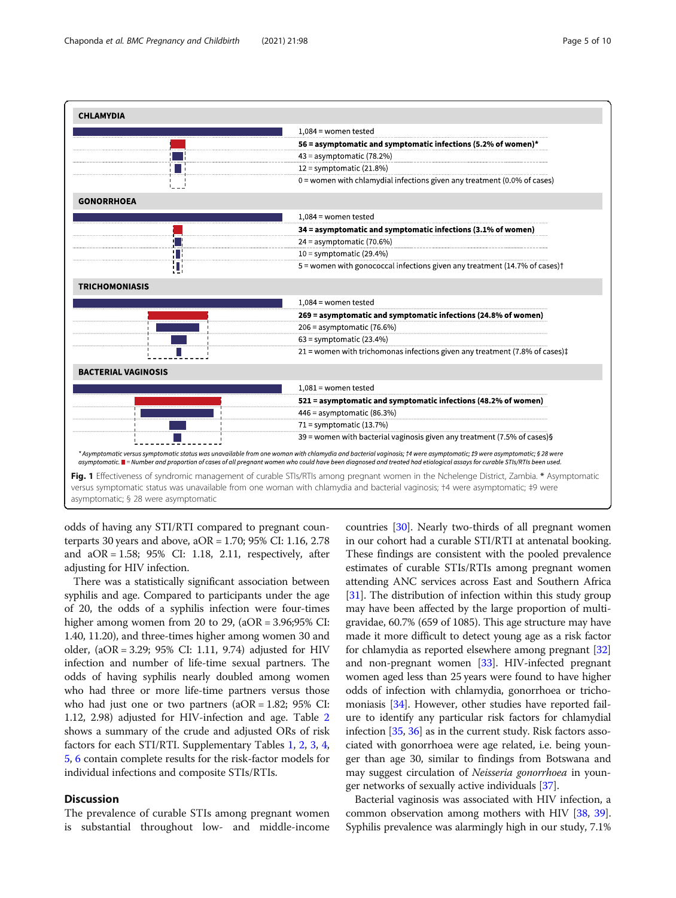**CHLAMYDIA**

1,084 = women tested

**56 = asymptomatic and symptomatic infections (5.2% of women)***

43 = asymptomatic (78.2%)

12 = symptomatic (21.8%)

0 = women with chlamydial infections given any treatment (0.0% of cases)

**GONORRHOEA**

1,084 = women tested

**34 = asymptomatic and symptomatic infections (3.1% of women)**

24 = asymptomatic (70.6%)

10 = symptomatic (29.4%)

5 = women with gonococcal infections given any treatment (14.7% of cases)†

**TRICHOMONIASIS**

1,084 = women tested

**269 = asymptomatic and symptomatic infections (24.8% of women)**

206 = asymptomatic (76.6%)

63 = symptomatic (23.4%)

21 = women with trichomonas infections given any treatment (7.8% of cases)‡

**BACTERIAL VAGINOSIS**

1,081 = women tested

**521 = asymptomatic and symptomatic infections (48.2% of women)**

446 = asymptomatic (86.3%)

71 = symptomatic (13.7%)

39 = women with bacterial vaginosis given any treatment (7.5% of cases)§

*Asymptomatic versus symptomatic status was unavailable from one woman with chlamydia and bacterial vaginosis; †4 were asymptomatic; ‡9 were asymptomatic; § 28 were asymptomatic. ■ = Number and proportion of cases of all pregnant women who could have been diagnosed and treated had etiological assays for curable STIs/RTIs been used.

**Fig. 1** Effectiveness of syndromic management of curable STIs/RTIs among pregnant women in the Nchelenge District, Zambia. * Asymptomatic versus symptomatic status was unavailable from one woman with chlamydia and bacterial vaginosis; †4 were asymptomatic; ‡9 were asymptomatic; § 28 were asymptomatic

odds of having any STI/RTI compared to pregnant counterparts 30 years and above, aOR = 1.70; 95% CI: 1.16, 2.78 and aOR = 1.58; 95% CI: 1.18, 2.11, respectively, after adjusting for HIV infection.

There was a statistically significant association between syphilis and age. Compared to participants under the age of 20, the odds of a syphilis infection were four-times higher among women from 20 to 29, (aOR = 3.96;95% CI: 1.40, 11.20), and three-times higher among women 30 and older, (aOR = 3.29; 95% CI: 1.11, 9.74) adjusted for HIV infection and number of life-time sexual partners. The odds of having syphilis nearly doubled among women who had three or more life-time partners versus those who had just one or two partners (aOR = 1.82; 95% CI: 1.12, 2.98) adjusted for HIV-infection and age. Table 2 shows a summary of the crude and adjusted ORs of risk factors for each STI/RTI. Supplementary Tables 1, 2, 3, 4, 5, 6 contain complete results for the risk-factor models for individual infections and composite STIs/RTIs.

## Discussion

The prevalence of curable STIs among pregnant women is substantial throughout low- and middle-income countries [30]. Nearly two-thirds of all pregnant women in our cohort had a curable STI/RTI at antenatal booking. These findings are consistent with the pooled prevalence estimates of curable STIs/RTIs among pregnant women attending ANC services across East and Southern Africa [31]. The distribution of infection within this study group may have been affected by the large proportion of multigravidae, 60.7% (659 of 1085). This age structure may have made it more difficult to detect young age as a risk factor for chlamydia as reported elsewhere among pregnant [32] and non-pregnant women [33]. HIV-infected pregnant women aged less than 25 years were found to have higher odds of infection with chlamydia, gonorrhoea or trichomoniasis [34]. However, other studies have reported failure to identify any particular risk factors for chlamydial infection [35, 36] as in the current study. Risk factors associated with gonorrhoea were age related, i.e. being younger than age 30, similar to findings from Botswana and may suggest circulation of *Neisseria gonorrhoea* in younger networks of sexually active individuals [37].

Bacterial vaginosis was associated with HIV infection, a common observation among mothers with HIV [38, 39]. Syphilis prevalence was alarmingly high in our study, 7.1%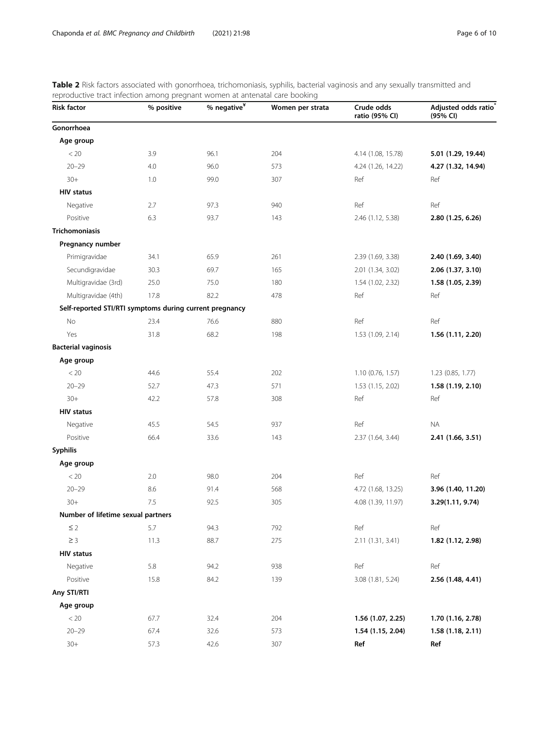**Table 2** Risk factors associated with gonorrhoea, trichomoniasis, syphilis, bacterial vaginosis and any sexually transmitted and reproductive tract infection among pregnant women at antenatal care booking

| Risk factor | % positive | % negative[¥] | Women per strata | Crude odds ratio (95% CI) | Adjusted odds ratio[*] (95% CI) |
|---|---|---|---|---|---|
| **Gonorrhoea** | | | | | |
| **Age group** | | | | | |
| < 20 | 3.9 | 96.1 | 204 | 4.14 (1.08, 15.78) | **5.01 (1.29, 19.44)** |
| 20–29 | 4.0 | 96.0 | 573 | 4.24 (1.26, 14.22) | **4.27 (1.32, 14.94)** |
| 30+ | 1.0 | 99.0 | 307 | Ref | Ref |
| **HIV status** | | | | | |
| Negative | 2.7 | 97.3 | 940 | Ref | Ref |
| Positive | 6.3 | 93.7 | 143 | 2.46 (1.12, 5.38) | **2.80 (1.25, 6.26)** |
| **Trichomoniasis** | | | | | |
| **Pregnancy number** | | | | | |
| Primigravidae | 34.1 | 65.9 | 261 | 2.39 (1.69, 3.38) | **2.40 (1.69, 3.40)** |
| Secundigravidae | 30.3 | 69.7 | 165 | 2.01 (1.34, 3.02) | **2.06 (1.37, 3.10)** |
| Multigravidae (3rd) | 25.0 | 75.0 | 180 | 1.54 (1.02, 2.32) | **1.58 (1.05, 2.39)** |
| Multigravidae (4th) | 17.8 | 82.2 | 478 | Ref | Ref |
| **Self-reported STI/RTI symptoms during current pregnancy** | | | | | |
| No | 23.4 | 76.6 | 880 | Ref | Ref |
| Yes | 31.8 | 68.2 | 198 | 1.53 (1.09, 2.14) | **1.56 (1.11, 2.20)** |
| **Bacterial vaginosis** | | | | | |
| **Age group** | | | | | |
| < 20 | 44.6 | 55.4 | 202 | 1.10 (0.76, 1.57) | 1.23 (0.85, 1.77) |
| 20–29 | 52.7 | 47.3 | 571 | 1.53 (1.15, 2.02) | **1.58 (1.19, 2.10)** |
| 30+ | 42.2 | 57.8 | 308 | Ref | Ref |
| **HIV status** | | | | | |
| Negative | 45.5 | 54.5 | 937 | Ref | NA |
| Positive | 66.4 | 33.6 | 143 | 2.37 (1.64, 3.44) | **2.41 (1.66, 3.51)** |
| **Syphilis** | | | | | |
| **Age group** | | | | | |
| < 20 | 2.0 | 98.0 | 204 | Ref | Ref |
| 20–29 | 8.6 | 91.4 | 568 | 4.72 (1.68, 13.25) | **3.96 (1.40, 11.20)** |
| 30+ | 7.5 | 92.5 | 305 | 4.08 (1.39, 11.97) | **3.29(1.11, 9.74)** |
| **Number of lifetime sexual partners** | | | | | |
| ≤ 2 | 5.7 | 94.3 | 792 | Ref | Ref |
| ≥ 3 | 11.3 | 88.7 | 275 | 2.11 (1.31, 3.41) | **1.82 (1.12, 2.98)** |
| **HIV status** | | | | | |
| Negative | 5.8 | 94.2 | 938 | Ref | Ref |
| Positive | 15.8 | 84.2 | 139 | 3.08 (1.81, 5.24) | **2.56 (1.48, 4.41)** |
| **Any STI/RTI** | | | | | |
| **Age group** | | | | | |
| < 20 | 67.7 | 32.4 | 204 | **1.56 (1.07, 2.25)** | **1.70 (1.16, 2.78)** |
| 20–29 | 67.4 | 32.6 | 573 | **1.54 (1.15, 2.04)** | **1.58 (1.18, 2.11)** |
| 30+ | 57.3 | 42.6 | 307 | **Ref** | **Ref** |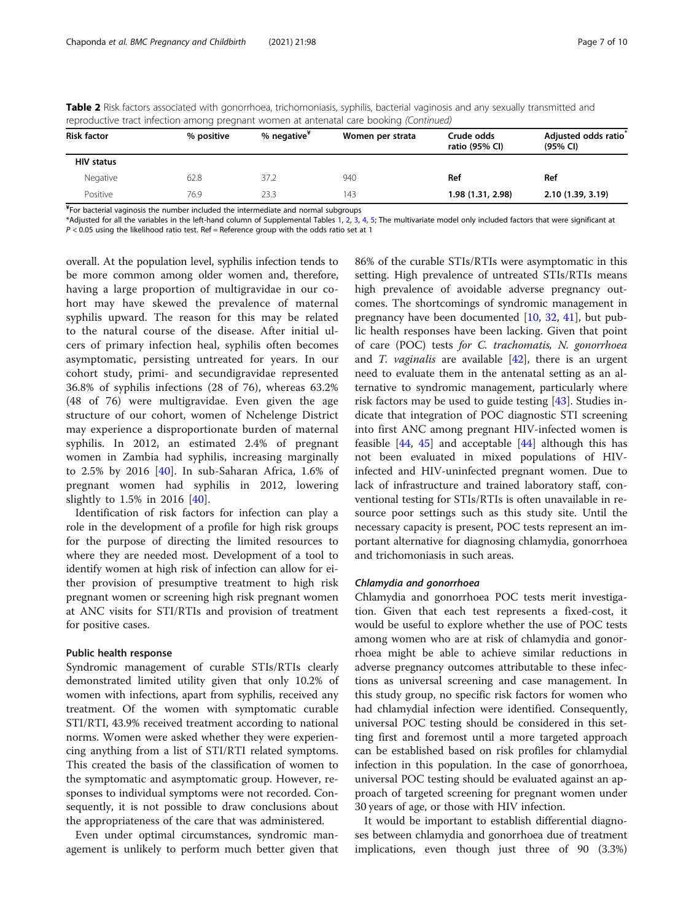**Table 2** Risk factors associated with gonorrhoea, trichomoniasis, syphilis, bacterial vaginosis and any sexually transmitted and reproductive tract infection among pregnant women at antenatal care booking *(Continued)*

| Risk factor | % positive | % negative[¥] | Women per strata | Crude odds ratio (95% CI) | Adjusted odds ratio[*] (95% CI) |
| --- | --- | --- | --- | --- | --- |
| **HIV status** | | | | | |
| Negative | 62.8 | 37.2 | 940 | **Ref** | **Ref** |
| Positive | 76.9 | 23.3 | 143 | **1.98 (1.31, 2.98)** | **2.10 (1.39, 3.19)** |

[¥]For bacterial vaginosis the number included the intermediate and normal subgroups

*Adjusted for all the variables in the left-hand column of Supplemental Tables 1, 2, 3, 4, 5; The multivariate model only included factors that were significant at $P < 0.05$ using the likelihood ratio test. Ref = Reference group with the odds ratio set at 1

overall. At the population level, syphilis infection tends to be more common among older women and, therefore, having a large proportion of multigravidae in our cohort may have skewed the prevalence of maternal syphilis upward. The reason for this may be related to the natural course of the disease. After initial ulcers of primary infection heal, syphilis often becomes asymptomatic, persisting untreated for years. In our cohort study, primi- and secundigravidae represented 36.8% of syphilis infections (28 of 76), whereas 63.2% (48 of 76) were multigravidae. Even given the age structure of our cohort, women of Nchelenge District may experience a disproportionate burden of maternal syphilis. In 2012, an estimated 2.4% of pregnant women in Zambia had syphilis, increasing marginally to 2.5% by 2016 [40]. In sub-Saharan Africa, 1.6% of pregnant women had syphilis in 2012, lowering slightly to 1.5% in 2016 [40].

Identification of risk factors for infection can play a role in the development of a profile for high risk groups for the purpose of directing the limited resources to where they are needed most. Development of a tool to identify women at high risk of infection can allow for either provision of presumptive treatment to high risk pregnant women or screening high risk pregnant women at ANC visits for STI/RTIs and provision of treatment for positive cases.

#### Public health response

Syndromic management of curable STIs/RTIs clearly demonstrated limited utility given that only 10.2% of women with infections, apart from syphilis, received any treatment. Of the women with symptomatic curable STI/RTI, 43.9% received treatment according to national norms. Women were asked whether they were experiencing anything from a list of STI/RTI related symptoms. This created the basis of the classification of women to the symptomatic and asymptomatic group. However, responses to individual symptoms were not recorded. Consequently, it is not possible to draw conclusions about the appropriateness of the care that was administered.

Even under optimal circumstances, syndromic management is unlikely to perform much better given that 86% of the curable STIs/RTIs were asymptomatic in this setting. High prevalence of untreated STIs/RTIs means high prevalence of avoidable adverse pregnancy outcomes. The shortcomings of syndromic management in pregnancy have been documented [10, 32, 41], but public health responses have been lacking. Given that point of care (POC) tests *for C. trachomatis, N. gonorrhoea* and *T. vaginalis* are available [42], there is an urgent need to evaluate them in the antenatal setting as an alternative to syndromic management, particularly where risk factors may be used to guide testing [43]. Studies indicate that integration of POC diagnostic STI screening into first ANC among pregnant HIV-infected women is feasible [44, 45] and acceptable [44] although this has not been evaluated in mixed populations of HIV-infected and HIV-uninfected pregnant women. Due to lack of infrastructure and trained laboratory staff, conventional testing for STIs/RTIs is often unavailable in resource poor settings such as this study site. Until the necessary capacity is present, POC tests represent an important alternative for diagnosing chlamydia, gonorrhoea and trichomoniasis in such areas.

#### *Chlamydia and gonorrhoea*

Chlamydia and gonorrhoea POC tests merit investigation. Given that each test represents a fixed-cost, it would be useful to explore whether the use of POC tests among women who are at risk of chlamydia and gonorrhoea might be able to achieve similar reductions in adverse pregnancy outcomes attributable to these infections as universal screening and case management. In this study group, no specific risk factors for women who had chlamydial infection were identified. Consequently, universal POC testing should be considered in this setting first and foremost until a more targeted approach can be established based on risk profiles for chlamydial infection in this population. In the case of gonorrhoea, universal POC testing should be evaluated against an approach of targeted screening for pregnant women under 30 years of age, or those with HIV infection.

It would be important to establish differential diagnoses between chlamydia and gonorrhoea due of treatment implications, even though just three of 90 (3.3%)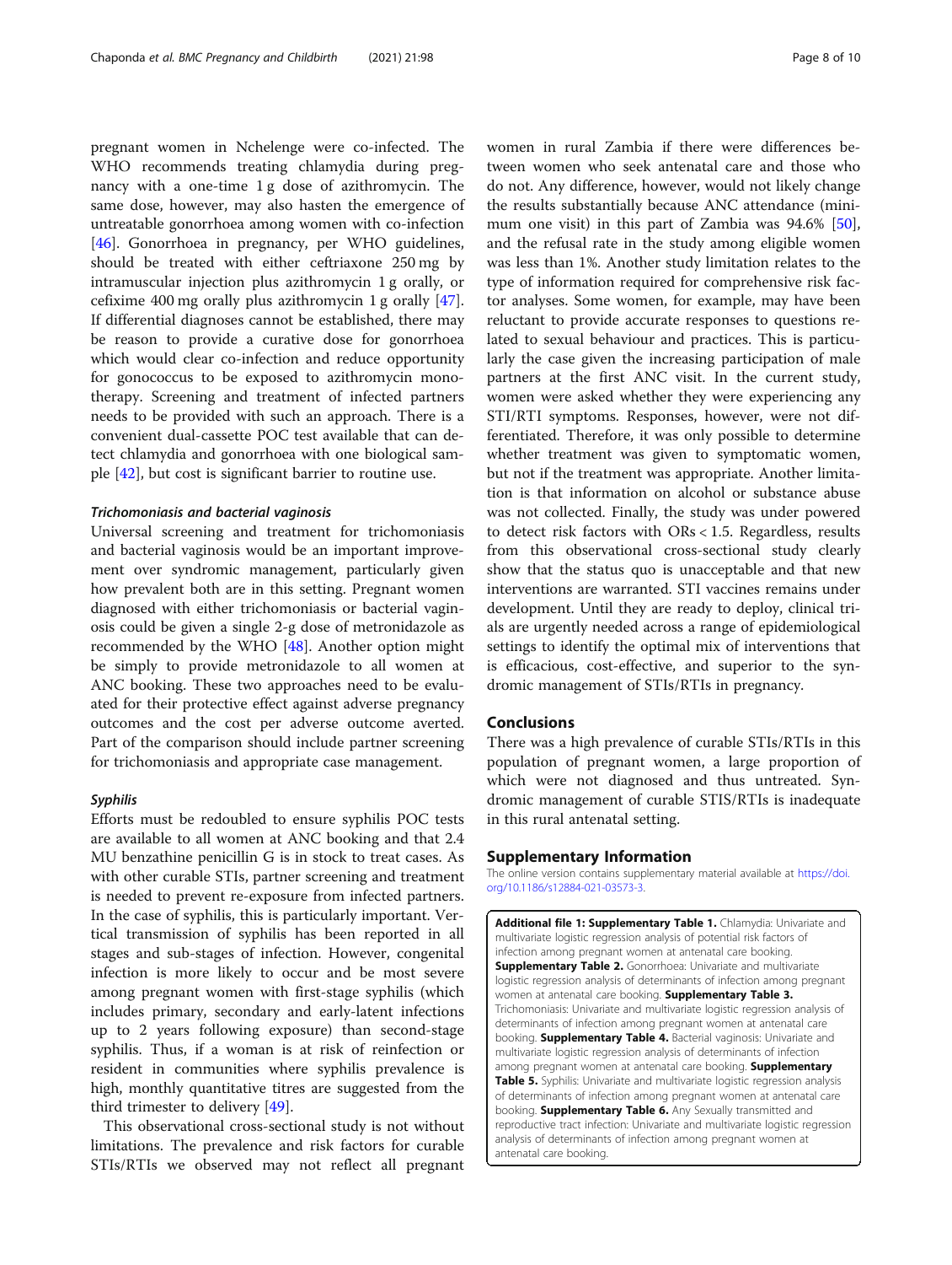pregnant women in Nchelenge were co-infected. The WHO recommends treating chlamydia during pregnancy with a one-time 1 g dose of azithromycin. The same dose, however, may also hasten the emergence of untreatable gonorrhoea among women with co-infection [46]. Gonorrhoea in pregnancy, per WHO guidelines, should be treated with either ceftriaxone 250 mg by intramuscular injection plus azithromycin 1 g orally, or cefixime 400 mg orally plus azithromycin 1 g orally [47]. If differential diagnoses cannot be established, there may be reason to provide a curative dose for gonorrhoea which would clear co-infection and reduce opportunity for gonococcus to be exposed to azithromycin monotherapy. Screening and treatment of infected partners needs to be provided with such an approach. There is a convenient dual-cassette POC test available that can detect chlamydia and gonorrhoea with one biological sample [42], but cost is significant barrier to routine use.

#### *Trichomoniasis and bacterial vaginosis*

Universal screening and treatment for trichomoniasis and bacterial vaginosis would be an important improvement over syndromic management, particularly given how prevalent both are in this setting. Pregnant women diagnosed with either trichomoniasis or bacterial vaginosis could be given a single 2-g dose of metronidazole as recommended by the WHO [48]. Another option might be simply to provide metronidazole to all women at ANC booking. These two approaches need to be evaluated for their protective effect against adverse pregnancy outcomes and the cost per adverse outcome averted. Part of the comparison should include partner screening for trichomoniasis and appropriate case management.

#### *Syphilis*

Efforts must be redoubled to ensure syphilis POC tests are available to all women at ANC booking and that 2.4 MU benzathine penicillin G is in stock to treat cases. As with other curable STIs, partner screening and treatment is needed to prevent re-exposure from infected partners. In the case of syphilis, this is particularly important. Vertical transmission of syphilis has been reported in all stages and sub-stages of infection. However, congenital infection is more likely to occur and be most severe among pregnant women with first-stage syphilis (which includes primary, secondary and early-latent infections up to 2 years following exposure) than second-stage syphilis. Thus, if a woman is at risk of reinfection or resident in communities where syphilis prevalence is high, monthly quantitative titres are suggested from the third trimester to delivery [49].

This observational cross-sectional study is not without limitations. The prevalence and risk factors for curable STIs/RTIs we observed may not reflect all pregnant women in rural Zambia if there were differences between women who seek antenatal care and those who do not. Any difference, however, would not likely change the results substantially because ANC attendance (minimum one visit) in this part of Zambia was 94.6% [50], and the refusal rate in the study among eligible women was less than 1%. Another study limitation relates to the type of information required for comprehensive risk factor analyses. Some women, for example, may have been reluctant to provide accurate responses to questions related to sexual behaviour and practices. This is particularly the case given the increasing participation of male partners at the first ANC visit. In the current study, women were asked whether they were experiencing any STI/RTI symptoms. Responses, however, were not differentiated. Therefore, it was only possible to determine whether treatment was given to symptomatic women, but not if the treatment was appropriate. Another limitation is that information on alcohol or substance abuse was not collected. Finally, the study was under powered to detect risk factors with ORs < 1.5. Regardless, results from this observational cross-sectional study clearly show that the status quo is unacceptable and that new interventions are warranted. STI vaccines remains under development. Until they are ready to deploy, clinical trials are urgently needed across a range of epidemiological settings to identify the optimal mix of interventions that is efficacious, cost-effective, and superior to the syndromic management of STIs/RTIs in pregnancy.

## Conclusions

There was a high prevalence of curable STIs/RTIs in this population of pregnant women, a large proportion of which were not diagnosed and thus untreated. Syndromic management of curable STIS/RTIs is inadequate in this rural antenatal setting.

## Supplementary Information

The online version contains supplementary material available at https://doi.org/10.1186/s12884-021-03573-3.

**Additional file 1: Supplementary Table 1.** Chlamydia: Univariate and multivariate logistic regression analysis of potential risk factors of infection among pregnant women at antenatal care booking. **Supplementary Table 2.** Gonorrhoea: Univariate and multivariate logistic regression analysis of determinants of infection among pregnant women at antenatal care booking. **Supplementary Table 3.** Trichomoniasis: Univariate and multivariate logistic regression analysis of determinants of infection among pregnant women at antenatal care booking. **Supplementary Table 4.** Bacterial vaginosis: Univariate and multivariate logistic regression analysis of determinants of infection among pregnant women at antenatal care booking. **Supplementary Table 5.** Syphilis: Univariate and multivariate logistic regression analysis of determinants of infection among pregnant women at antenatal care booking. **Supplementary Table 6.** Any Sexually transmitted and reproductive tract infection: Univariate and multivariate logistic regression analysis of determinants of infection among pregnant women at antenatal care booking.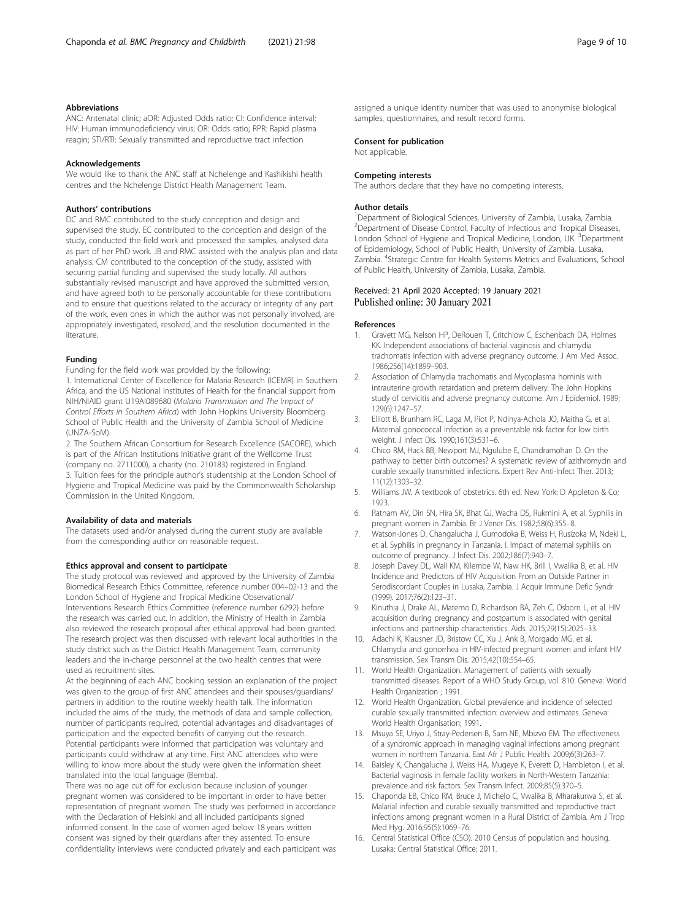### Abbreviations

ANC: Antenatal clinic; aOR: Adjusted Odds ratio; CI: Confidence interval; HIV: Human immunodeficiency virus; OR: Odds ratio; RPR: Rapid plasma reagin; STI/RTI: Sexually transmitted and reproductive tract infection

### Acknowledgements

We would like to thank the ANC staff at Nchelenge and Kashikishi health centres and the Nchelenge District Health Management Team.

### Authors' contributions

DC and RMC contributed to the study conception and design and supervised the study. EC contributed to the conception and design of the study, conducted the field work and processed the samples, analysed data as part of her PhD work. JB and RMC assisted with the analysis plan and data analysis. CM contributed to the conception of the study, assisted with securing partial funding and supervised the study locally. All authors substantially revised manuscript and have approved the submitted version, and have agreed both to be personally accountable for these contributions and to ensure that questions related to the accuracy or integrity of any part of the work, even ones in which the author was not personally involved, are appropriately investigated, resolved, and the resolution documented in the literature.

### Funding

Funding for the field work was provided by the following:

1. International Center of Excellence for Malaria Research (ICEMR) in Southern Africa, and the US National Institutes of Health for the financial support from NIH/NIAID grant U19AI089680 (*Malaria Transmission and The Impact of Control Efforts in Southern Africa*) with John Hopkins University Bloomberg School of Public Health and the University of Zambia School of Medicine (UNZA-SoM).
2. The Southern African Consortium for Research Excellence (SACORE), which is part of the African Institutions Initiative grant of the Wellcome Trust (company no. 2711000), a charity (no. 210183) registered in England.
3. Tuition fees for the principle author's studentship at the London School of Hygiene and Tropical Medicine was paid by the Commonwealth Scholarship Commission in the United Kingdom.

### Availability of data and materials

The datasets used and/or analysed during the current study are available from the corresponding author on reasonable request.

### Ethics approval and consent to participate

The study protocol was reviewed and approved by the University of Zambia Biomedical Research Ethics Committee, reference number 004–02-13 and the London School of Hygiene and Tropical Medicine Observational/ Interventions Research Ethics Committee (reference number 6292) before the research was carried out. In addition, the Ministry of Health in Zambia also reviewed the research proposal after ethical approval had been granted. The research project was then discussed with relevant local authorities in the study district such as the District Health Management Team, community leaders and the in-charge personnel at the two health centres that were used as recruitment sites.

At the beginning of each ANC booking session an explanation of the project was given to the group of first ANC attendees and their spouses/guardians/ partners in addition to the routine weekly health talk. The information included the aims of the study, the methods of data and sample collection, number of participants required, potential advantages and disadvantages of participation and the expected benefits of carrying out the research. Potential participants were informed that participation was voluntary and participants could withdraw at any time. First ANC attendees who were willing to know more about the study were given the information sheet translated into the local language (Bemba).

There was no age cut off for exclusion because inclusion of younger pregnant women was considered to be important in order to have better representation of pregnant women. The study was performed in accordance with the Declaration of Helsinki and all included participants signed informed consent. In the case of women aged below 18 years written consent was signed by their guardians after they assented. To ensure confidentiality interviews were conducted privately and each participant was assigned a unique identity number that was used to anonymise biological samples, questionnaires, and result record forms.

### Consent for publication

Not applicable.

### Competing interests

The authors declare that they have no competing interests.

### Author details

[1]Department of Biological Sciences, University of Zambia, Lusaka, Zambia. [2]Department of Disease Control, Faculty of Infectious and Tropical Diseases, London School of Hygiene and Tropical Medicine, London, UK. [3]Department of Epidemiology, School of Public Health, University of Zambia, Lusaka, Zambia. [4]Strategic Centre for Health Systems Metrics and Evaluations, School of Public Health, University of Zambia, Lusaka, Zambia.

Received: 21 April 2020 Accepted: 19 January 2021
Published online: 30 January 2021

### References

1. Gravett MG, Nelson HP, DeRouen T, Critchlow C, Eschenbach DA, Holmes KK. Independent associations of bacterial vaginosis and chlamydia trachomatis infection with adverse pregnancy outcome. J Am Med Assoc. 1986;256(14):1899–903.
2. Association of Chlamydia trachomatis and Mycoplasma hominis with intrauterine growth retardation and preterm delivery. The John Hopkins study of cervicitis and adverse pregnancy outcome. Am J Epidemiol. 1989; 129(6):1247–57.
3. Elliott B, Brunham RC, Laga M, Piot P, Ndinya-Achola JO, Maitha G, et al. Maternal gonococcal infection as a preventable risk factor for low birth weight. J Infect Dis. 1990;161(3):531–6.
4. Chico RM, Hack BB, Newport MJ, Ngulube E, Chandramohan D. On the pathway to better birth outcomes? A systematic review of azithromycin and curable sexually transmitted infections. Expert Rev Anti-Infect Ther. 2013; 11(12):1303–32.
5. Williams JW. A textbook of obstetrics. 6th ed. New York: D Appleton & Co; 1923.
6. Ratnam AV, Din SN, Hira SK, Bhat GJ, Wacha DS, Rukmini A, et al. Syphilis in pregnant women in Zambia. Br J Vener Dis. 1982;58(6):355–8.
7. Watson-Jones D, Changalucha J, Gumodoka B, Weiss H, Rusizoka M, Ndeki L, et al. Syphilis in pregnancy in Tanzania. I. Impact of maternal syphilis on outcome of pregnancy. J Infect Dis. 2002;186(7):940–7.
8. Joseph Davey DL, Wall KM, Kilembe W, Naw HK, Brill I, Vwalika B, et al. HIV Incidence and Predictors of HIV Acquisition From an Outside Partner in Serodiscordant Couples in Lusaka, Zambia. J Acquir Immune Defic Syndr (1999). 2017;76(2):123–31.
9. Kinuthia J, Drake AL, Matemo D, Richardson BA, Zeh C, Osborn L, et al. HIV acquisition during pregnancy and postpartum is associated with genital infections and partnership characteristics. Aids. 2015;29(15):2025–33.
10. Adachi K, Klausner JD, Bristow CC, Xu J, Ank B, Morgado MG, et al. Chlamydia and gonorrhea in HIV-infected pregnant women and infant HIV transmission. Sex Transm Dis. 2015;42(10):554–65.
11. World Health Organization. Management of patients with sexually transmitted diseases. Report of a WHO Study Group, vol. 810: Geneva: World Health Organization ; 1991.
12. World Health Organization. Global prevalence and incidence of selected curable sexually transmitted infection: overview and estimates. Geneva: World Health Organisation; 1991.
13. Msuya SE, Uriyo J, Stray-Pedersen B, Sam NE, Mbizvo EM. The effectiveness of a syndromic approach in managing vaginal infections among pregnant women in northern Tanzania. East Afr J Public Health. 2009;6(3):263–7.
14. Baisley K, Changalucha J, Weiss HA, Mugeye K, Everett D, Hambleton I, et al. Bacterial vaginosis in female facility workers in North-Western Tanzania: prevalence and risk factors. Sex Transm Infect. 2009;85(5):370–5.
15. Chaponda EB, Chico RM, Bruce J, Michelo C, Vwalika B, Mharakurwa S, et al. Malarial infection and curable sexually transmitted and reproductive tract infections among pregnant women in a Rural District of Zambia. Am J Trop Med Hyg. 2016;95(5):1069–76.
16. Central Statistical Office (CSO). 2010 Census of population and housing. Lusaka: Central Statistical Office; 2011.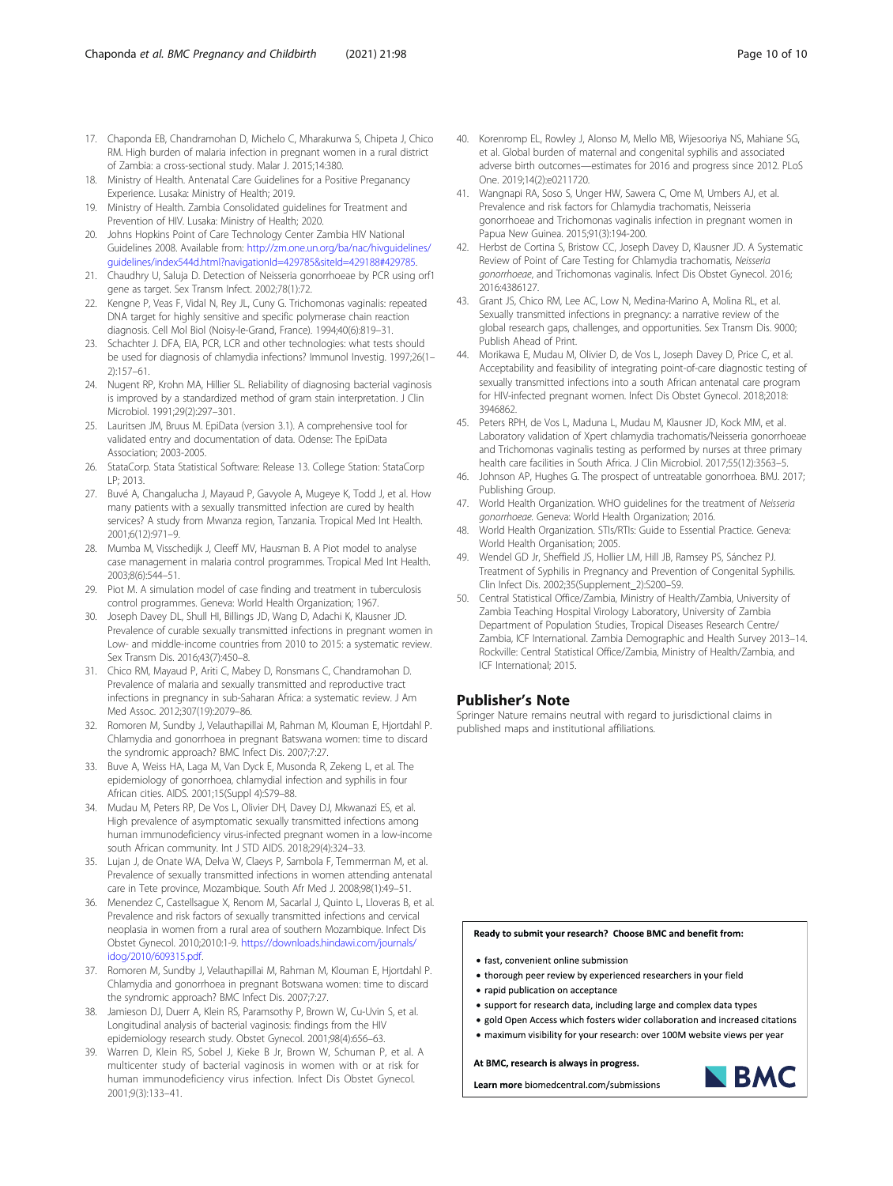17. Chaponda EB, Chandramohan D, Michelo C, Mharakurwa S, Chipeta J, Chico RM. High burden of malaria infection in pregnant women in a rural district of Zambia: a cross-sectional study. Malar J. 2015;14:380.
18. Ministry of Health. Antenatal Care Guidelines for a Positive Preganancy Experience. Lusaka: Ministry of Health; 2019.
19. Ministry of Health. Zambia Consolidated guidelines for Treatment and Prevention of HIV. Lusaka: Ministry of Health; 2020.
20. Johns Hopkins Point of Care Technology Center Zambia HIV National Guidelines 2008. Available from: http://zm.one.un.org/ba/nac/hivguidelines/guidelines/index544d.html?navigationId=429785&siteId=429188#429785.
21. Chaudhry U, Saluja D. Detection of Neisseria gonorrhoeae by PCR using orf1 gene as target. Sex Transm Infect. 2002;78(1):72.
22. Kengne P, Veas F, Vidal N, Rey JL, Cuny G. Trichomonas vaginalis: repeated DNA target for highly sensitive and specific polymerase chain reaction diagnosis. Cell Mol Biol (Noisy-le-Grand, France). 1994;40(6):819–31.
23. Schachter J. DFA, EIA, PCR, LCR and other technologies: what tests should be used for diagnosis of chlamydia infections? Immunol Investig. 1997;26(1–2):157–61.
24. Nugent RP, Krohn MA, Hillier SL. Reliability of diagnosing bacterial vaginosis is improved by a standardized method of gram stain interpretation. J Clin Microbiol. 1991;29(2):297–301.
25. Lauritsen JM, Bruus M. EpiData (version 3.1). A comprehensive tool for validated entry and documentation of data. Odense: The EpiData Association; 2003-2005.
26. StataCorp. Stata Statistical Software: Release 13. College Station: StataCorp LP; 2013.
27. Buvé A, Changalucha J, Mayaud P, Gavyole A, Mugeye K, Todd J, et al. How many patients with a sexually transmitted infection are cured by health services? A study from Mwanza region, Tanzania. Tropical Med Int Health. 2001;6(12):971–9.
28. Mumba M, Visschedijk J, Cleeff MV, Hausman B. A Piot model to analyse case management in malaria control programmes. Tropical Med Int Health. 2003;8(6):544–51.
29. Piot M. A simulation model of case finding and treatment in tuberculosis control programmes. Geneva: World Health Organization; 1967.
30. Joseph Davey DL, Shull HI, Billings JD, Wang D, Adachi K, Klausner JD. Prevalence of curable sexually transmitted infections in pregnant women in Low- and middle-income countries from 2010 to 2015: a systematic review. Sex Transm Dis. 2016;43(7):450–8.
31. Chico RM, Mayaud P, Ariti C, Mabey D, Ronsmans C, Chandramohan D. Prevalence of malaria and sexually transmitted and reproductive tract infections in pregnancy in sub-Saharan Africa: a systematic review. J Am Med Assoc. 2012;307(19):2079–86.
32. Romoren M, Sundby J, Velauthapillai M, Rahman M, Klouman E, Hjortdahl P. Chlamydia and gonorrhoea in pregnant Batswana women: time to discard the syndromic approach? BMC Infect Dis. 2007;7:27.
33. Buve A, Weiss HA, Laga M, Van Dyck E, Musonda R, Zekeng L, et al. The epidemiology of gonorrhoea, chlamydial infection and syphilis in four African cities. AIDS. 2001;15(Suppl 4):S79–88.
34. Mudau M, Peters RP, De Vos L, Olivier DH, Davey DJ, Mkwanazi ES, et al. High prevalence of asymptomatic sexually transmitted infections among human immunodeficiency virus-infected pregnant women in a low-income south African community. Int J STD AIDS. 2018;29(4):324–33.
35. Lujan J, de Onate WA, Delva W, Claeys P, Sambola F, Temmerman M, et al. Prevalence of sexually transmitted infections in women attending antenatal care in Tete province, Mozambique. South Afr Med J. 2008;98(1):49–51.
36. Menendez C, Castellsague X, Renom M, Sacarlal J, Quinto L, Lloveras B, et al. Prevalence and risk factors of sexually transmitted infections and cervical neoplasia in women from a rural area of southern Mozambique. Infect Dis Obstet Gynecol. 2010;2010:1-9. https://downloads.hindawi.com/journals/idog/2010/609315.pdf.
37. Romoren M, Sundby J, Velauthapillai M, Rahman M, Klouman E, Hjortdahl P. Chlamydia and gonorrhoea in pregnant Botswana women: time to discard the syndromic approach? BMC Infect Dis. 2007;7:27.
38. Jamieson DJ, Duerr A, Klein RS, Paramsothy P, Brown W, Cu-Uvin S, et al. Longitudinal analysis of bacterial vaginosis: findings from the HIV epidemiology research study. Obstet Gynecol. 2001;98(4):656–63.
39. Warren D, Klein RS, Sobel J, Kieke B Jr, Brown W, Schuman P, et al. A multicenter study of bacterial vaginosis in women with or at risk for human immunodeficiency virus infection. Infect Dis Obstet Gynecol. 2001;9(3):133–41.
40. Korenromp EL, Rowley J, Alonso M, Mello MB, Wijesooriya NS, Mahiane SG, et al. Global burden of maternal and congenital syphilis and associated adverse birth outcomes—estimates for 2016 and progress since 2012. PLoS One. 2019;14(2):e0211720.
41. Wangnapi RA, Soso S, Unger HW, Sawera C, Ome M, Umbers AJ, et al. Prevalence and risk factors for Chlamydia trachomatis, Neisseria gonorrhoeae and Trichomonas vaginalis infection in pregnant women in Papua New Guinea. 2015;91(3):194-200.
42. Herbst de Cortina S, Bristow CC, Joseph Davey D, Klausner JD. A Systematic Review of Point of Care Testing for Chlamydia trachomatis, *Neisseria gonorrhoeae*, and Trichomonas vaginalis. Infect Dis Obstet Gynecol. 2016; 2016:4386127.
43. Grant JS, Chico RM, Lee AC, Low N, Medina-Marino A, Molina RL, et al. Sexually transmitted infections in pregnancy: a narrative review of the global research gaps, challenges, and opportunities. Sex Transm Dis. 9000; Publish Ahead of Print.
44. Morikawa E, Mudau M, Olivier D, de Vos L, Joseph Davey D, Price C, et al. Acceptability and feasibility of integrating point-of-care diagnostic testing of sexually transmitted infections into a south African antenatal care program for HIV-infected pregnant women. Infect Dis Obstet Gynecol. 2018;2018: 3946862.
45. Peters RPH, de Vos L, Maduna L, Mudau M, Klausner JD, Kock MM, et al. Laboratory validation of Xpert chlamydia trachomatis/Neisseria gonorrhoeae and Trichomonas vaginalis testing as performed by nurses at three primary health care facilities in South Africa. J Clin Microbiol. 2017;55(12):3563–5.
46. Johnson AP, Hughes G. The prospect of untreatable gonorrhoea. BMJ. 2017; Publishing Group.
47. World Health Organization. WHO guidelines for the treatment of *Neisseria gonorrhoeae*. Geneva: World Health Organization; 2016.
48. World Health Organization. STIs/RTIs: Guide to Essential Practice. Geneva: World Health Organisation; 2005.
49. Wendel GD Jr, Sheffield JS, Hollier LM, Hill JB, Ramsey PS, Sánchez PJ. Treatment of Syphilis in Pregnancy and Prevention of Congenital Syphilis. Clin Infect Dis. 2002;35(Supplement_2):S200–S9.
50. Central Statistical Office/Zambia, Ministry of Health/Zambia, University of Zambia Teaching Hospital Virology Laboratory, University of Zambia Department of Population Studies, Tropical Diseases Research Centre/Zambia, ICF International. Zambia Demographic and Health Survey 2013–14. Rockville: Central Statistical Office/Zambia, Ministry of Health/Zambia, and ICF International; 2015.

## Publisher's Note

Springer Nature remains neutral with regard to jurisdictional claims in published maps and institutional affiliations.

**Ready to submit your research? Choose BMC and benefit from:**

- fast, convenient online submission
- thorough peer review by experienced researchers in your field
- rapid publication on acceptance
- support for research data, including large and complex data types
- gold Open Access which fosters wider collaboration and increased citations
- maximum visibility for your research: over 100M website views per year

**At BMC, research is always in progress.**

**Learn more** biomedcentral.com/submissions